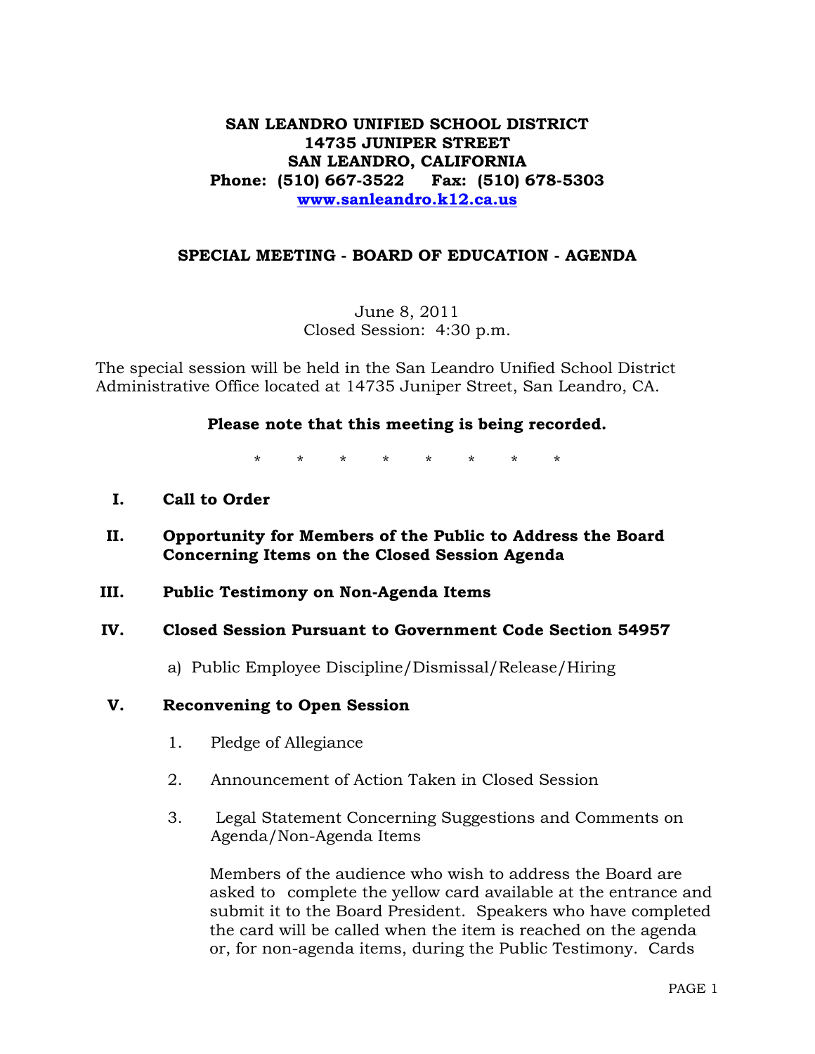**SAN LEANDRO UNIFIED SCHOOL DISTRICT**
**14735 JUNIPER STREET**
**SAN LEANDRO, CALIFORNIA**
**Phone: (510) 667-3522 Fax: (510) 678-5303**
**[www.sanleandro.k12.ca.us](http://www.sanleandro.k12.ca.us)**

## SPECIAL MEETING - BOARD OF EDUCATION - AGENDA

June 8, 2011
Closed Session: 4:30 p.m.

The special session will be held in the San Leandro Unified School District Administrative Office located at 14735 Juniper Street, San Leandro, CA.

**Please note that this meeting is being recorded.**

\* \* \* \* \* \* \* \*

**I. Call to Order**

**II. Opportunity for Members of the Public to Address the Board Concerning Items on the Closed Session Agenda**

**III. Public Testimony on Non-Agenda Items**

**IV. Closed Session Pursuant to Government Code Section 54957**

a) Public Employee Discipline/Dismissal/Release/Hiring

**V. Reconvening to Open Session**

1. Pledge of Allegiance

2. Announcement of Action Taken in Closed Session

3. Legal Statement Concerning Suggestions and Comments on Agenda/Non-Agenda Items

Members of the audience who wish to address the Board are asked to complete the yellow card available at the entrance and submit it to the Board President. Speakers who have completed the card will be called when the item is reached on the agenda or, for non-agenda items, during the Public Testimony. Cards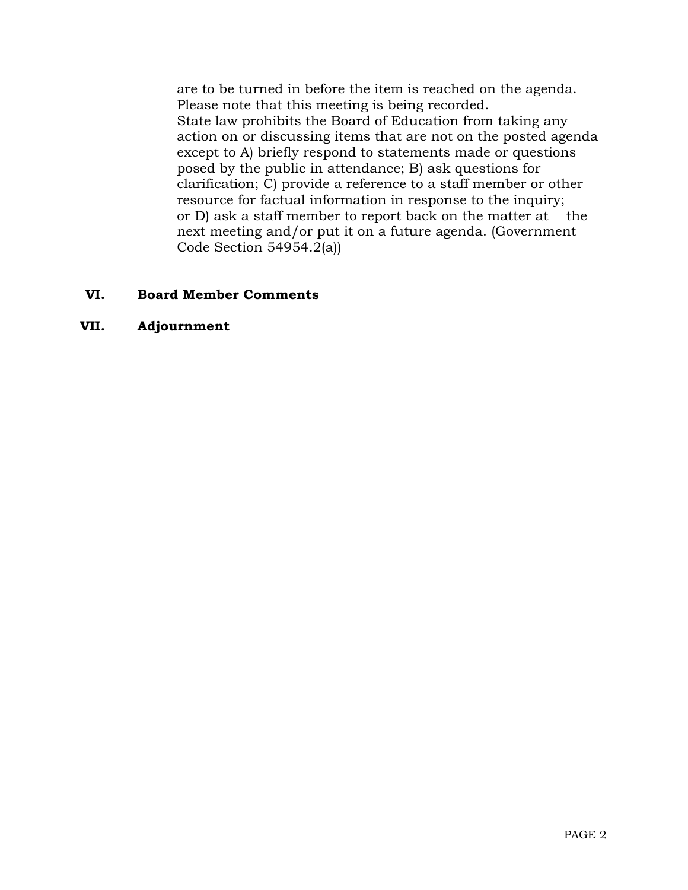are to be turned in <u>before</u> the item is reached on the agenda. Please note that this meeting is being recorded.
State law prohibits the Board of Education from taking any action on or discussing items that are not on the posted agenda except to A) briefly respond to statements made or questions posed by the public in attendance; B) ask questions for clarification; C) provide a reference to a staff member or other resource for factual information in response to the inquiry; or D) ask a staff member to report back on the matter at the next meeting and/or put it on a future agenda. (Government Code Section 54954.2(a))

## VI. Board Member Comments

## VII. Adjournment